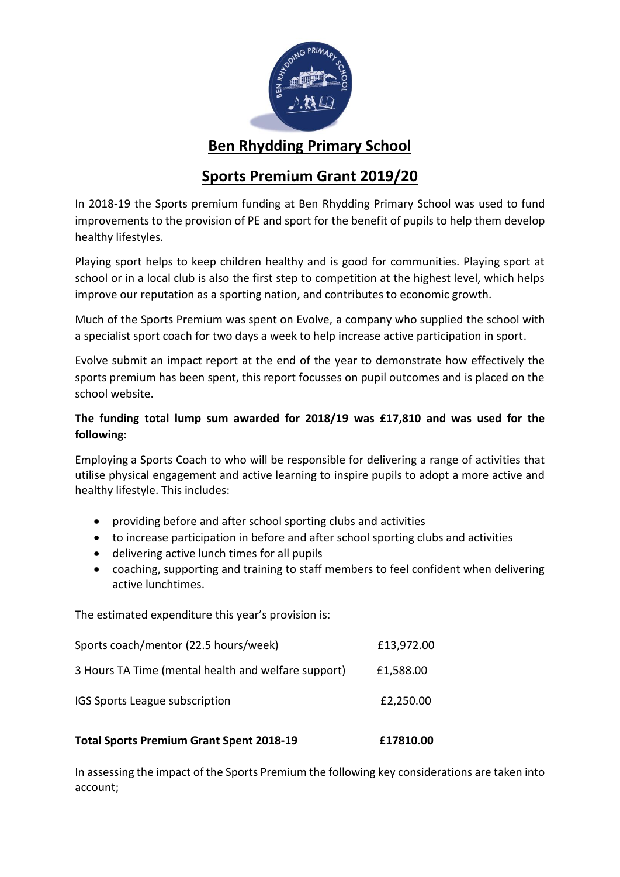# Ben Rhydding Primary School

## Sports Premium Grant 2019/20

In 2018-19 the Sports premium funding at Ben Rhydding Primary School was used to fund improvements to the provision of PE and sport for the benefit of pupils to help them develop healthy lifestyles.

Playing sport helps to keep children healthy and is good for communities. Playing sport at school or in a local club is also the first step to competition at the highest level, which helps improve our reputation as a sporting nation, and contributes to economic growth.

Much of the Sports Premium was spent on Evolve, a company who supplied the school with a specialist sport coach for two days a week to help increase active participation in sport.

Evolve submit an impact report at the end of the year to demonstrate how effectively the sports premium has been spent, this report focusses on pupil outcomes and is placed on the school website.

**The funding total lump sum awarded for 2018/19 was £17,810 and was used for the following:**

Employing a Sports Coach to who will be responsible for delivering a range of activities that utilise physical engagement and active learning to inspire pupils to adopt a more active and healthy lifestyle. This includes:

- providing before and after school sporting clubs and activities
- to increase participation in before and after school sporting clubs and activities
- delivering active lunch times for all pupils
- coaching, supporting and training to staff members to feel confident when delivering active lunchtimes.

The estimated expenditure this year's provision is:

| | |
|---|---|
| Sports coach/mentor (22.5 hours/week) | £13,972.00 |
| 3 Hours TA Time (mental health and welfare support) | £1,588.00 |
| IGS Sports League subscription | £2,250.00 |
| **Total Sports Premium Grant Spent 2018-19** | **£17810.00** |

In assessing the impact of the Sports Premium the following key considerations are taken into account;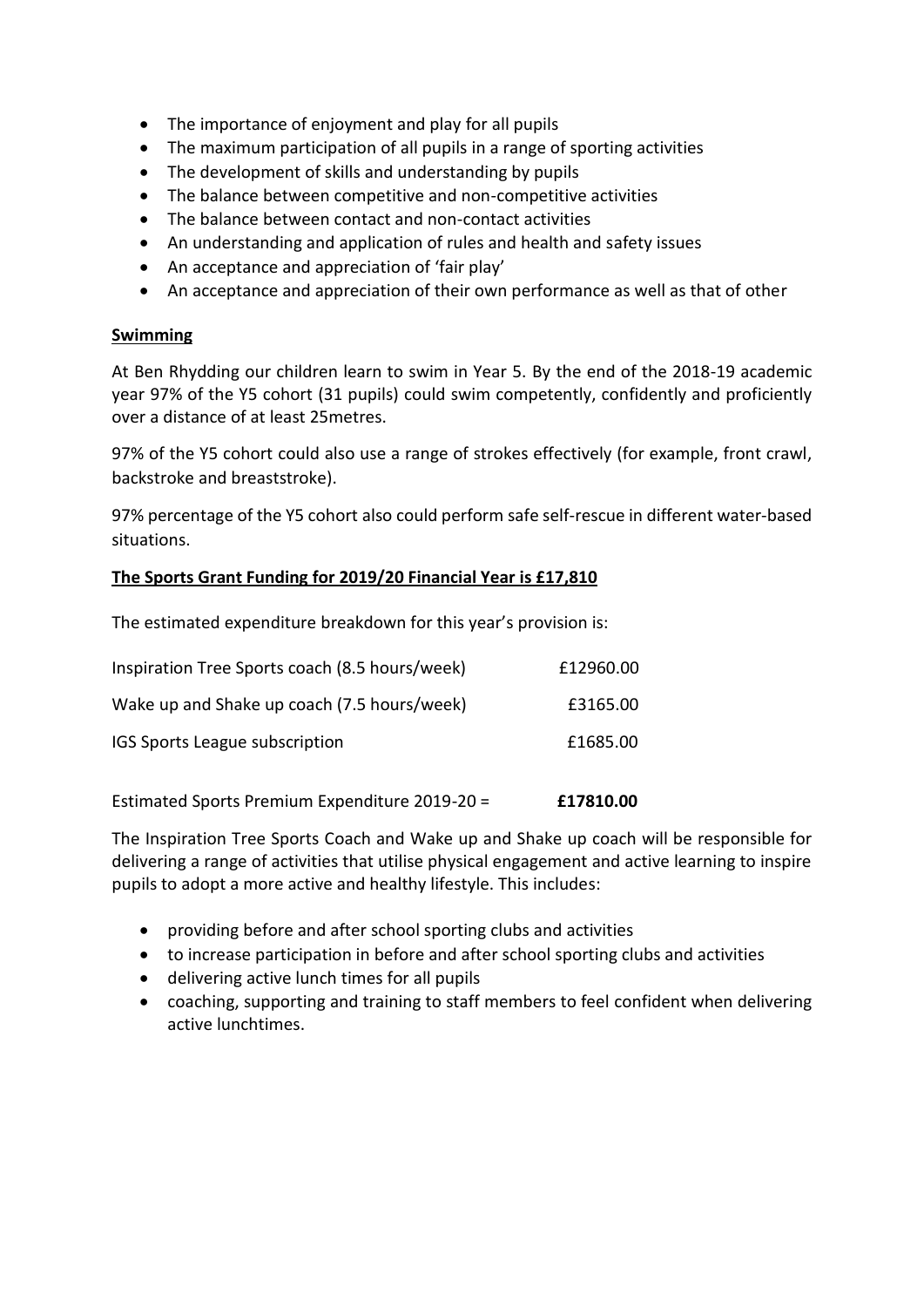- The importance of enjoyment and play for all pupils
- The maximum participation of all pupils in a range of sporting activities
- The development of skills and understanding by pupils
- The balance between competitive and non-competitive activities
- The balance between contact and non-contact activities
- An understanding and application of rules and health and safety issues
- An acceptance and appreciation of 'fair play'
- An acceptance and appreciation of their own performance as well as that of other

## Swimming

At Ben Rhydding our children learn to swim in Year 5. By the end of the 2018-19 academic year 97% of the Y5 cohort (31 pupils) could swim competently, confidently and proficiently over a distance of at least 25metres.

97% of the Y5 cohort could also use a range of strokes effectively (for example, front crawl, backstroke and breaststroke).

97% percentage of the Y5 cohort also could perform safe self-rescue in different water-based situations.

## The Sports Grant Funding for 2019/20 Financial Year is £17,810

The estimated expenditure breakdown for this year's provision is:

| | |
|---|---|
| Inspiration Tree Sports coach (8.5 hours/week) | £12960.00 |
| Wake up and Shake up coach (7.5 hours/week) | £3165.00 |
| IGS Sports League subscription | £1685.00 |
| Estimated Sports Premium Expenditure 2019-20 = | **£17810.00** |

The Inspiration Tree Sports Coach and Wake up and Shake up coach will be responsible for delivering a range of activities that utilise physical engagement and active learning to inspire pupils to adopt a more active and healthy lifestyle. This includes:

- providing before and after school sporting clubs and activities
- to increase participation in before and after school sporting clubs and activities
- delivering active lunch times for all pupils
- coaching, supporting and training to staff members to feel confident when delivering active lunchtimes.